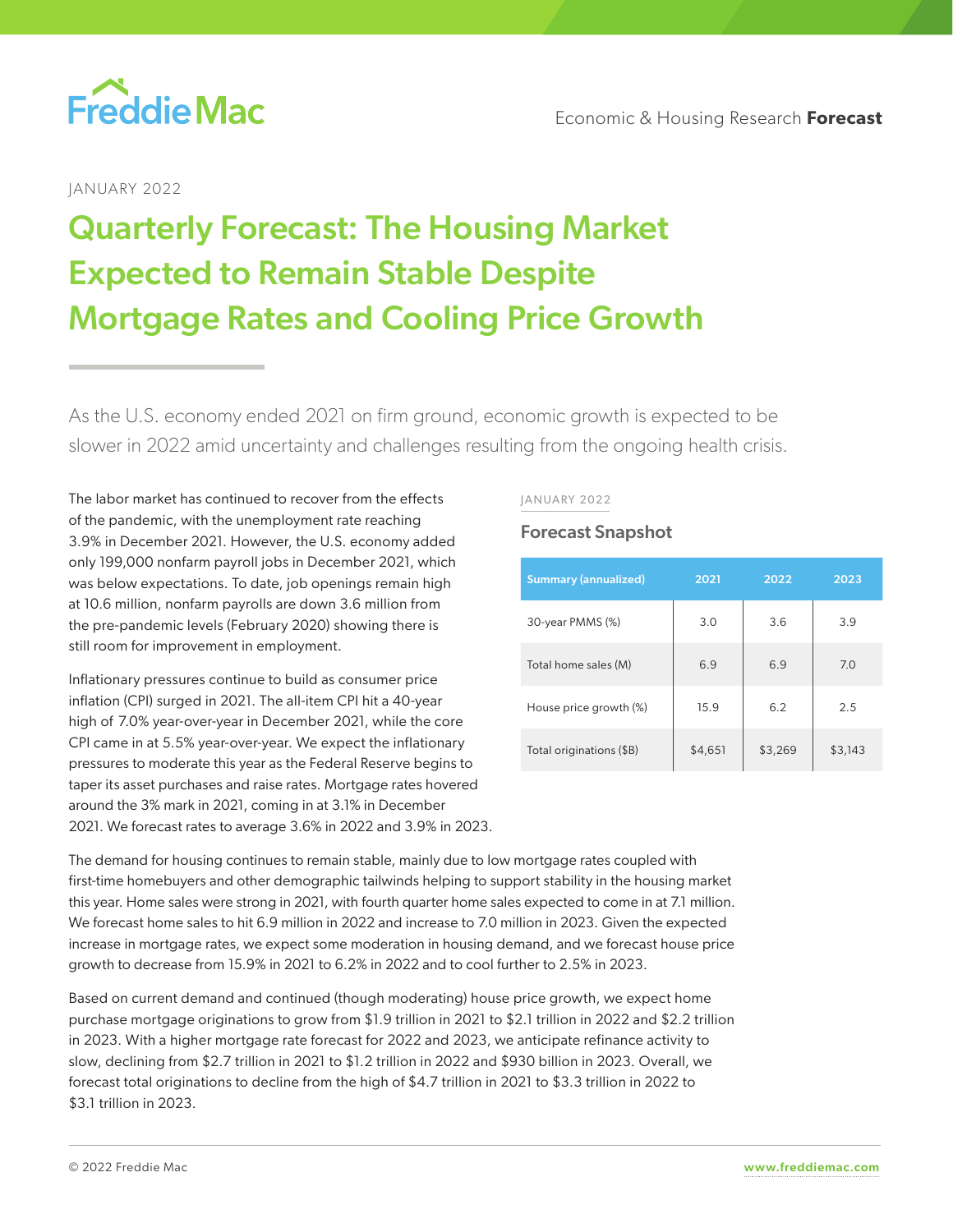Freddie Mac

Economic & Housing Research **Forecast**

JANUARY 2022

# Quarterly Forecast: The Housing Market Expected to Remain Stable Despite Mortgage Rates and Cooling Price Growth

As the U.S. economy ended 2021 on firm ground, economic growth is expected to be slower in 2022 amid uncertainty and challenges resulting from the ongoing health crisis.

The labor market has continued to recover from the effects of the pandemic, with the unemployment rate reaching 3.9% in December 2021. However, the U.S. economy added only 199,000 nonfarm payroll jobs in December 2021, which was below expectations. To date, job openings remain high at 10.6 million, nonfarm payrolls are down 3.6 million from the pre-pandemic levels (February 2020) showing there is still room for improvement in employment.

Inflationary pressures continue to build as consumer price inflation (CPI) surged in 2021. The all-item CPI hit a 40-year high of 7.0% year-over-year in December 2021, while the core CPI came in at 5.5% year-over-year. We expect the inflationary pressures to moderate this year as the Federal Reserve begins to taper its asset purchases and raise rates. Mortgage rates hovered around the 3% mark in 2021, coming in at 3.1% in December 2021. We forecast rates to average 3.6% in 2022 and 3.9% in 2023.

JANUARY 2022

### Forecast Snapshot

| Summary (annualized) | 2021 | 2022 | 2023 |
|---|---|---|---|
| 30-year PMMS (%) | 3.0 | 3.6 | 3.9 |
| Total home sales (M) | 6.9 | 6.9 | 7.0 |
| House price growth (%) | 15.9 | 6.2 | 2.5 |
| Total originations ($B) | $4,651 | $3,269 | $3,143 |

The demand for housing continues to remain stable, mainly due to low mortgage rates coupled with first-time homebuyers and other demographic tailwinds helping to support stability in the housing market this year. Home sales were strong in 2021, with fourth quarter home sales expected to come in at 7.1 million. We forecast home sales to hit 6.9 million in 2022 and increase to 7.0 million in 2023. Given the expected increase in mortgage rates, we expect some moderation in housing demand, and we forecast house price growth to decrease from 15.9% in 2021 to 6.2% in 2022 and to cool further to 2.5% in 2023.

Based on current demand and continued (though moderating) house price growth, we expect home purchase mortgage originations to grow from $1.9 trillion in 2021 to $2.1 trillion in 2022 and $2.2 trillion in 2023. With a higher mortgage rate forecast for 2022 and 2023, we anticipate refinance activity to slow, declining from $2.7 trillion in 2021 to $1.2 trillion in 2022 and $930 billion in 2023. Overall, we forecast total originations to decline from the high of $4.7 trillion in 2021 to $3.3 trillion in 2022 to $3.1 trillion in 2023.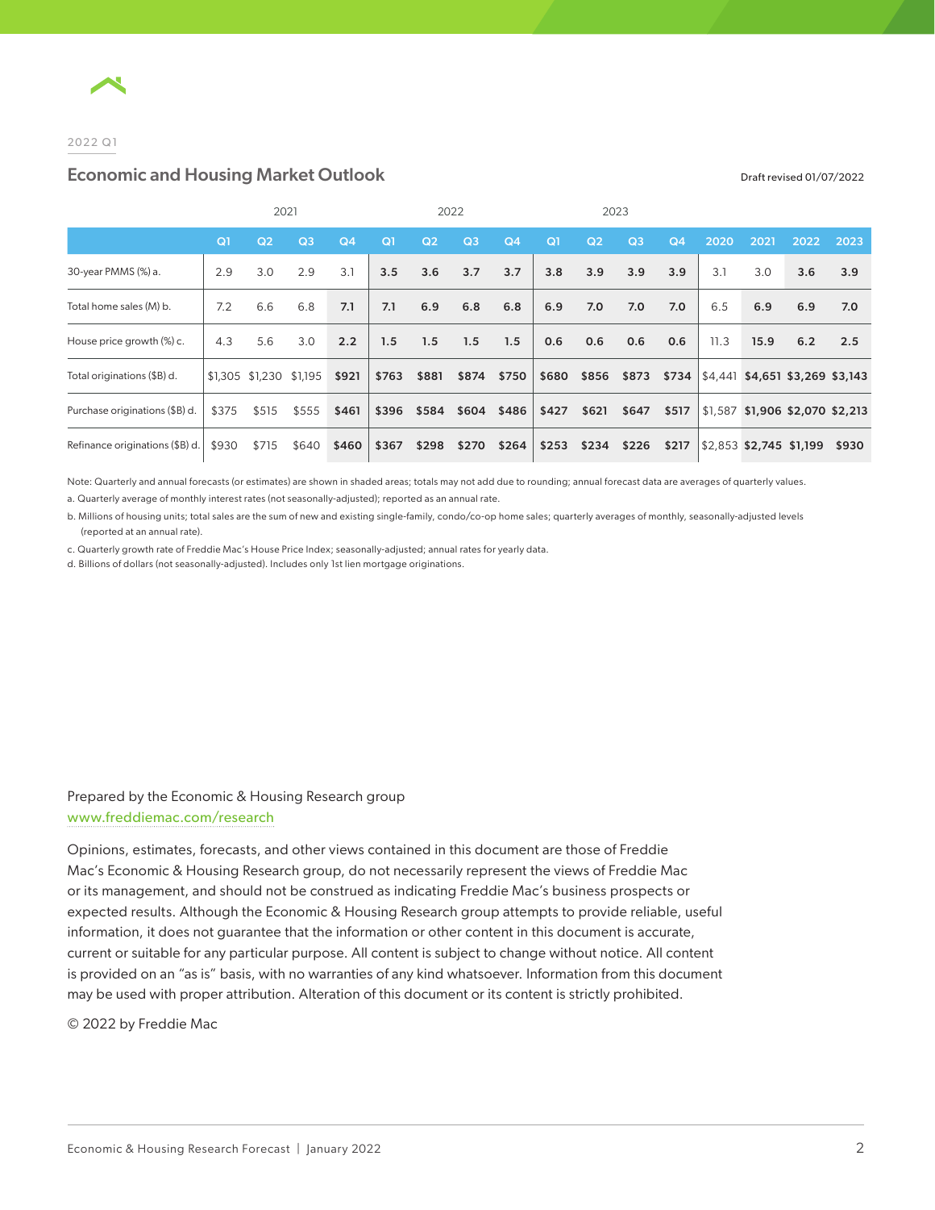2022 Q1

## Economic and Housing Market Outlook

Draft revised 01/07/2022

| | 2021 | | | | 2022 | | | | 2023 | | | | | | | |
|---|---|---|---|---|---|---|---|---|---|---|---|---|---|---|---|---|
| | Q1 | Q2 | Q3 | Q4 | Q1 | Q2 | Q3 | Q4 | Q1 | Q2 | Q3 | Q4 | 2020 | 2021 | 2022 | 2023 |
| 30-year PMMS (%) a. | 2.9 | 3.0 | 2.9 | 3.1 | **3.5** | **3.6** | **3.7** | **3.7** | **3.8** | **3.9** | **3.9** | **3.9** | 3.1 | 3.0 | **3.6** | **3.9** |
| Total home sales (M) b. | 7.2 | 6.6 | 6.8 | **7.1** | **7.1** | **6.9** | **6.8** | **6.8** | **6.9** | **7.0** | **7.0** | **7.0** | 6.5 | **6.9** | **6.9** | **7.0** |
| House price growth (%) c. | 4.3 | 5.6 | 3.0 | **2.2** | **1.5** | **1.5** | **1.5** | **1.5** | **0.6** | **0.6** | **0.6** | **0.6** | 11.3 | **15.9** | **6.2** | **2.5** |
| Total originations ($B) d. | $1,305 | $1,230 | $1,195 | **$921** | **$763** | **$881** | **$874** | **$750** | **$680** | **$856** | **$873** | **$734** | $4,441 | **$4,651** | **$3,269** | **$3,143** |
| Purchase originations ($B) d. | $375 | $515 | $555 | **$461** | **$396** | **$584** | **$604** | **$486** | **$427** | **$621** | **$647** | **$517** | $1,587 | **$1,906** | **$2,070** | **$2,213** |
| Refinance originations ($B) d. | $930 | $715 | $640 | **$460** | **$367** | **$298** | **$270** | **$264** | **$253** | **$234** | **$226** | **$217** | $2,853 | **$2,745** | **$1,199** | **$930** |

Note: Quarterly and annual forecasts (or estimates) are shown in shaded areas; totals may not add due to rounding; annual forecast data are averages of quarterly values.

a. Quarterly average of monthly interest rates (not seasonally-adjusted); reported as an annual rate.

b. Millions of housing units; total sales are the sum of new and existing single-family, condo/co-op home sales; quarterly averages of monthly, seasonally-adjusted levels (reported at an annual rate).

c. Quarterly growth rate of Freddie Mac's House Price Index; seasonally-adjusted; annual rates for yearly data.

d. Billions of dollars (not seasonally-adjusted). Includes only 1st lien mortgage originations.

Prepared by the Economic & Housing Research group
www.freddiemac.com/research

Opinions, estimates, forecasts, and other views contained in this document are those of Freddie Mac's Economic & Housing Research group, do not necessarily represent the views of Freddie Mac or its management, and should not be construed as indicating Freddie Mac's business prospects or expected results. Although the Economic & Housing Research group attempts to provide reliable, useful information, it does not guarantee that the information or other content in this document is accurate, current or suitable for any particular purpose. All content is subject to change without notice. All content is provided on an "as is" basis, with no warranties of any kind whatsoever. Information from this document may be used with proper attribution. Alteration of this document or its content is strictly prohibited.

© 2022 by Freddie Mac